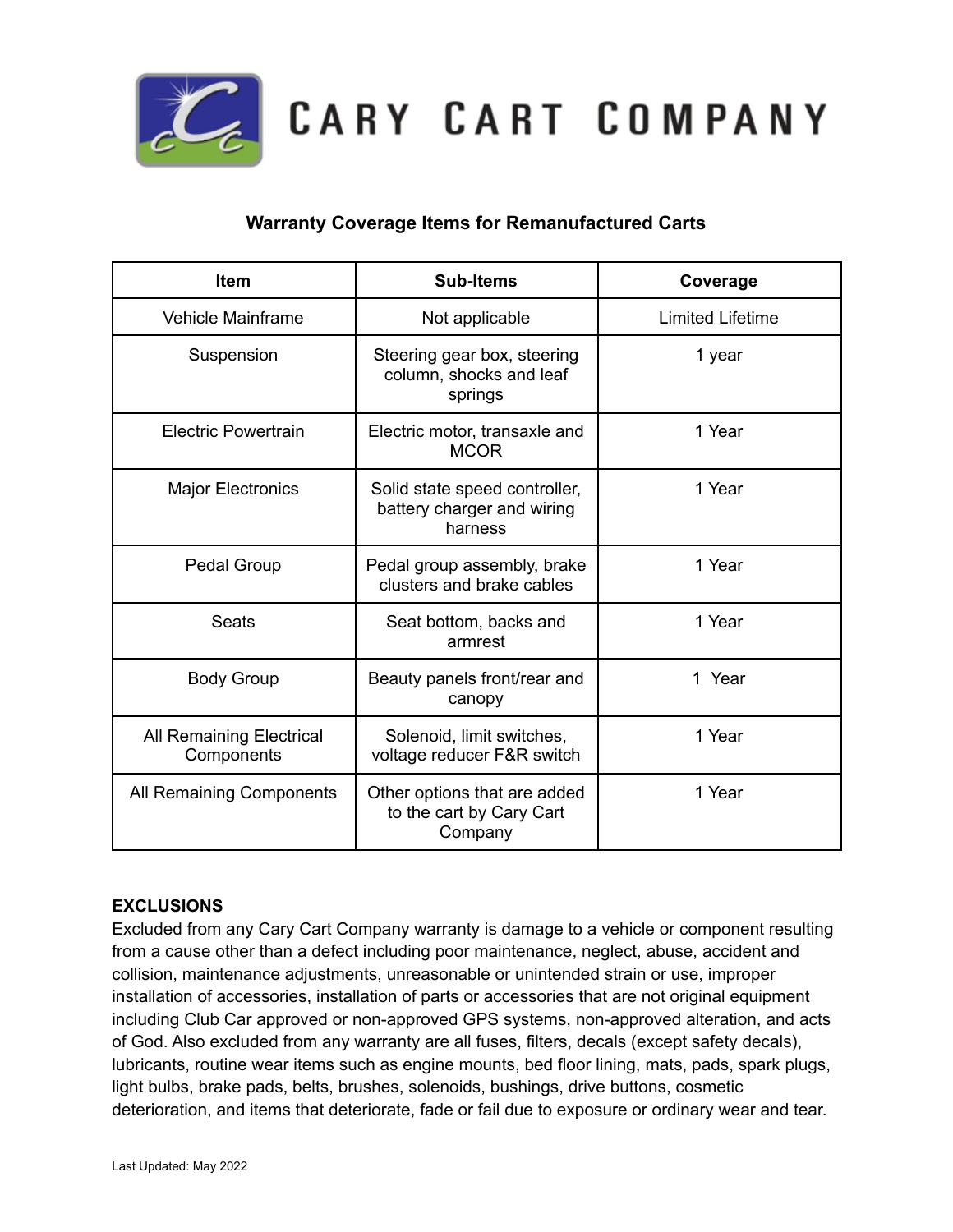# CARY CART COMPANY

## Warranty Coverage Items for Remanufactured Carts

| Item | Sub-Items | Coverage |
|---|---|---|
| Vehicle Mainframe | Not applicable | Limited Lifetime |
| Suspension | Steering gear box, steering column, shocks and leaf springs | 1 year |
| Electric Powertrain | Electric motor, transaxle and MCOR | 1 Year |
| Major Electronics | Solid state speed controller, battery charger and wiring harness | 1 Year |
| Pedal Group | Pedal group assembly, brake clusters and brake cables | 1 Year |
| Seats | Seat bottom, backs and armrest | 1 Year |
| Body Group | Beauty panels front/rear and canopy | 1 Year |
| All Remaining Electrical Components | Solenoid, limit switches, voltage reducer F&R switch | 1 Year |
| All Remaining Components | Other options that are added to the cart by Cary Cart Company | 1 Year |

**EXCLUSIONS**

Excluded from any Cary Cart Company warranty is damage to a vehicle or component resulting from a cause other than a defect including poor maintenance, neglect, abuse, accident and collision, maintenance adjustments, unreasonable or unintended strain or use, improper installation of accessories, installation of parts or accessories that are not original equipment including Club Car approved or non-approved GPS systems, non-approved alteration, and acts of God. Also excluded from any warranty are all fuses, filters, decals (except safety decals), lubricants, routine wear items such as engine mounts, bed floor lining, mats, pads, spark plugs, light bulbs, brake pads, belts, brushes, solenoids, bushings, drive buttons, cosmetic deterioration, and items that deteriorate, fade or fail due to exposure or ordinary wear and tear.

Last Updated: May 2022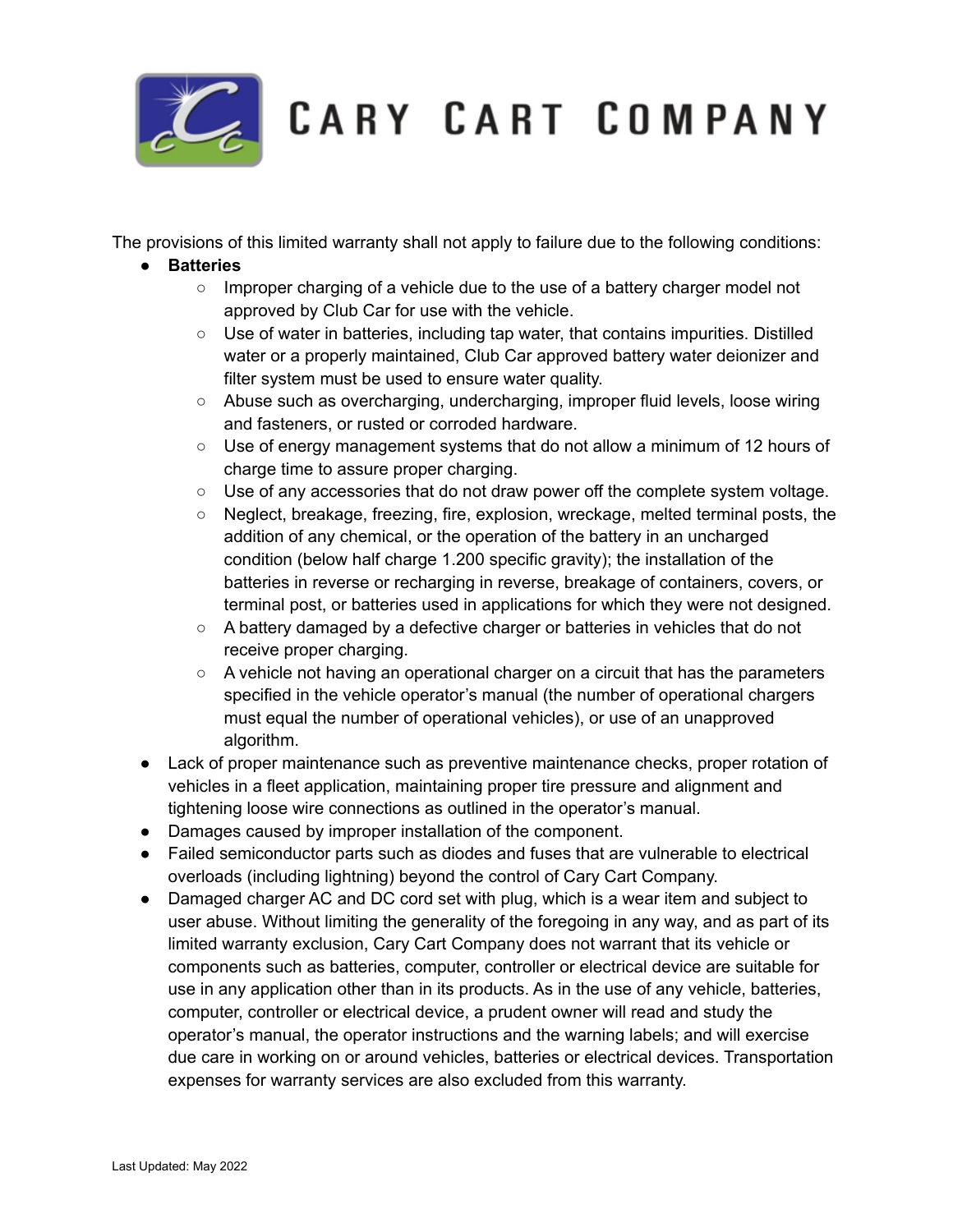The provisions of this limited warranty shall not apply to failure due to the following conditions:

- **Batteries**
  - Improper charging of a vehicle due to the use of a battery charger model not approved by Club Car for use with the vehicle.
  - Use of water in batteries, including tap water, that contains impurities. Distilled water or a properly maintained, Club Car approved battery water deionizer and filter system must be used to ensure water quality.
  - Abuse such as overcharging, undercharging, improper fluid levels, loose wiring and fasteners, or rusted or corroded hardware.
  - Use of energy management systems that do not allow a minimum of 12 hours of charge time to assure proper charging.
  - Use of any accessories that do not draw power off the complete system voltage.
  - Neglect, breakage, freezing, fire, explosion, wreckage, melted terminal posts, the addition of any chemical, or the operation of the battery in an uncharged condition (below half charge 1.200 specific gravity); the installation of the batteries in reverse or recharging in reverse, breakage of containers, covers, or terminal post, or batteries used in applications for which they were not designed.
  - A battery damaged by a defective charger or batteries in vehicles that do not receive proper charging.
  - A vehicle not having an operational charger on a circuit that has the parameters specified in the vehicle operator's manual (the number of operational chargers must equal the number of operational vehicles), or use of an unapproved algorithm.
- Lack of proper maintenance such as preventive maintenance checks, proper rotation of vehicles in a fleet application, maintaining proper tire pressure and alignment and tightening loose wire connections as outlined in the operator's manual.
- Damages caused by improper installation of the component.
- Failed semiconductor parts such as diodes and fuses that are vulnerable to electrical overloads (including lightning) beyond the control of Cary Cart Company.
- Damaged charger AC and DC cord set with plug, which is a wear item and subject to user abuse. Without limiting the generality of the foregoing in any way, and as part of its limited warranty exclusion, Cary Cart Company does not warrant that its vehicle or components such as batteries, computer, controller or electrical device are suitable for use in any application other than in its products. As in the use of any vehicle, batteries, computer, controller or electrical device, a prudent owner will read and study the operator's manual, the operator instructions and the warning labels; and will exercise due care in working on or around vehicles, batteries or electrical devices. Transportation expenses for warranty services are also excluded from this warranty.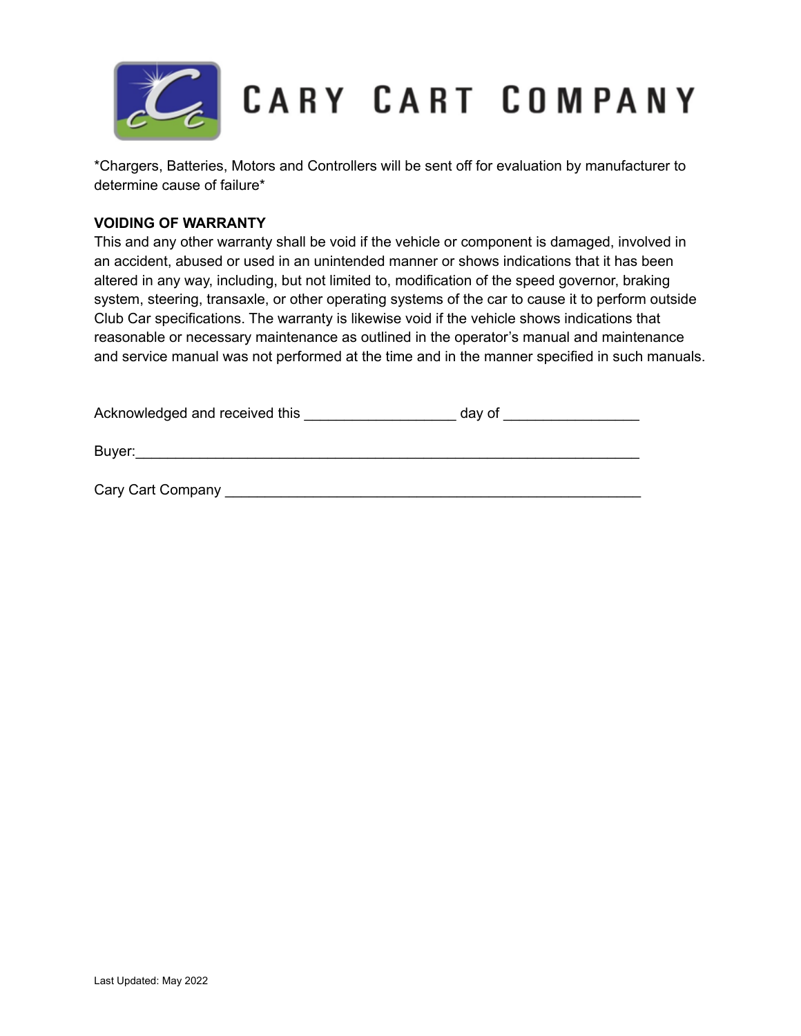CARY CART COMPANY

*Chargers, Batteries, Motors and Controllers will be sent off for evaluation by manufacturer to determine cause of failure*

**VOIDING OF WARRANTY**

This and any other warranty shall be void if the vehicle or component is damaged, involved in an accident, abused or used in an unintended manner or shows indications that it has been altered in any way, including, but not limited to, modification of the speed governor, braking system, steering, transaxle, or other operating systems of the car to cause it to perform outside Club Car specifications. The warranty is likewise void if the vehicle shows indications that reasonable or necessary maintenance as outlined in the operator's manual and maintenance and service manual was not performed at the time and in the manner specified in such manuals.

Acknowledged and received this ___________________ day of _________________

Buyer:_______________________________________________________________

Cary Cart Company ____________________________________________________

Last Updated: May 2022